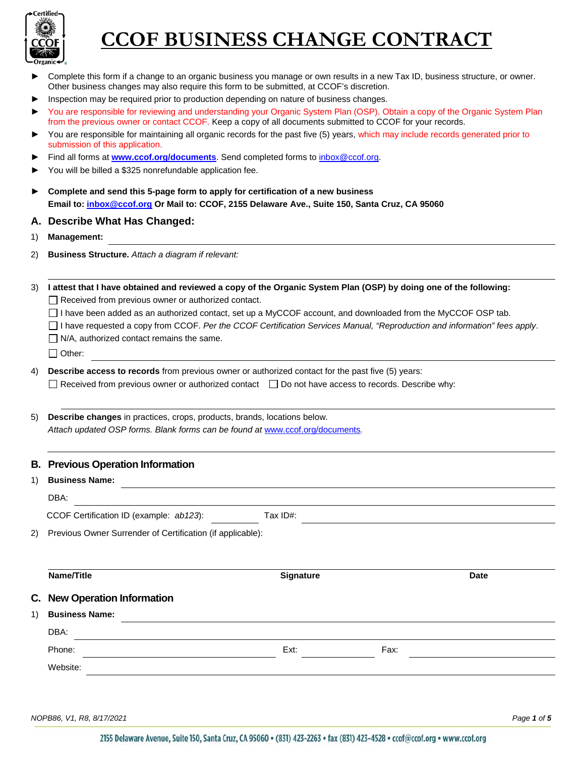# CCOF BUSINESS CHANGE CONTRACT

- Complete this form if a change to an organic business you manage or own results in a new Tax ID, business structure, or owner. Other business changes may also require this form to be submitted, at CCOF's discretion.
- Inspection may be required prior to production depending on nature of business changes.
- You are responsible for reviewing and understanding your Organic System Plan (OSP). Obtain a copy of the Organic System Plan from the previous owner or contact CCOF. Keep a copy of all documents submitted to CCOF for your records.
- You are responsible for maintaining all organic records for the past five (5) years, which may include records generated prior to submission of this application.
- Find all forms at **www.ccof.org/documents**. Send completed forms to inbox@ccof.org.
- You will be billed a $325 nonrefundable application fee.

- **Complete and send this 5-page form to apply for certification of a new business**
  **Email to: inbox@ccof.org Or Mail to: CCOF, 2155 Delaware Ave., Suite 150, Santa Cruz, CA 95060**

## A. Describe What Has Changed:

1) **Management:** ______________________________

2) **Business Structure.** *Attach a diagram if relevant:*

______________________________

3) **I attest that I have obtained and reviewed a copy of the Organic System Plan (OSP) by doing one of the following:**
   - ☐ Received from previous owner or authorized contact.
   - ☐ I have been added as an authorized contact, set up a MyCCOF account, and downloaded from the MyCCOF OSP tab.
   - ☐ I have requested a copy from CCOF. *Per the CCOF Certification Services Manual, "Reproduction and information" fees apply*.
   - ☐ N/A, authorized contact remains the same.
   - ☐ Other: ______________________________

4) **Describe access to records** from previous owner or authorized contact for the past five (5) years:
   ☐ Received from previous owner or authorized contact ☐ Do not have access to records. Describe why:

______________________________

5) **Describe changes** in practices, crops, products, brands, locations below.
   *Attach updated OSP forms. Blank forms can be found at* www.ccof.org/documents*.*

______________________________

## B. Previous Operation Information

1) **Business Name:** ______________________________

   DBA: ______________________________

   CCOF Certification ID (example: *ab123*): __________ Tax ID#: ______________________________

2) Previous Owner Surrender of Certification (if applicable):

| **Name/Title** | **Signature** | **Date** |
|---|---|---|
| | | |

## C. New Operation Information

1) **Business Name:** ______________________________

   DBA: ______________________________

   Phone: ____________________ Ext: __________ Fax: ____________________

   Website: ______________________________

NOPB86, V1, R8, 8/17/2021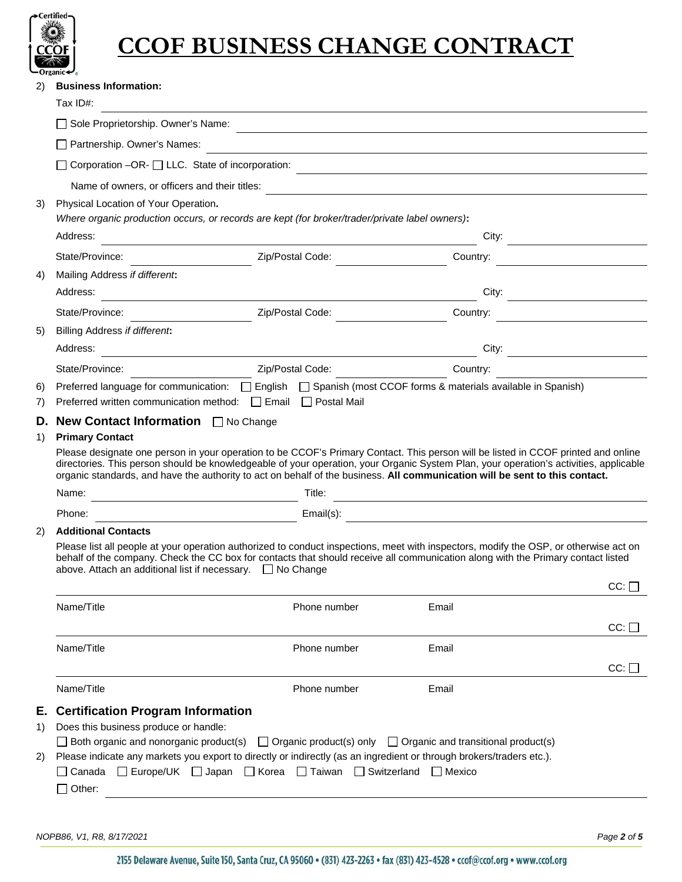# CCOF BUSINESS CHANGE CONTRACT

2) **Business Information:**

Tax ID#: ____________________

☐ Sole Proprietorship. Owner's Name: ____________________

☐ Partnership. Owner's Names: ____________________

☐ Corporation –OR- ☐ LLC. State of incorporation: ____________________

Name of owners, or officers and their titles: ____________________

3) Physical Location of Your Operation**.**

*Where organic production occurs, or records are kept (for broker/trader/private label owners)***:**

Address: ____________________ City: ____________________

State/Province: ____________ Zip/Postal Code: ____________ Country: ____________

4) Mailing Address *if different***:**

Address: ____________________ City: ____________________

State/Province: ____________ Zip/Postal Code: ____________ Country: ____________

5) Billing Address *if different***:**

Address: ____________________ City: ____________________

State/Province: ____________ Zip/Postal Code: ____________ Country: ____________

6) Preferred language for communication: ☐ English ☐ Spanish (most CCOF forms & materials available in Spanish)

7) Preferred written communication method: ☐ Email ☐ Postal Mail

## D. New Contact Information ☐ No Change

1) **Primary Contact**

Please designate one person in your operation to be CCOF's Primary Contact. This person will be listed in CCOF printed and online directories. This person should be knowledgeable of your operation, your Organic System Plan, your operation's activities, applicable organic standards, and have the authority to act on behalf of the business. **All communication will be sent to this contact.**

Name: ____________________ Title: ____________________

Phone: ____________________ Email(s): ____________________

2) **Additional Contacts**

Please list all people at your operation authorized to conduct inspections, meet with inspectors, modify the OSP, or otherwise act on behalf of the company. Check the CC box for contacts that should receive all communication along with the Primary contact listed above. Attach an additional list if necessary. ☐ No Change

| Name/Title | Phone number | Email | CC: |
|---|---|---|---|
| | | | ☐ |
| | | | ☐ |
| | | | ☐ |

## E. Certification Program Information

1) Does this business produce or handle:

☐ Both organic and nonorganic product(s) ☐ Organic product(s) only ☐ Organic and transitional product(s)

2) Please indicate any markets you export to directly or indirectly (as an ingredient or through brokers/traders etc.).

☐ Canada ☐ Europe/UK ☐ Japan ☐ Korea ☐ Taiwan ☐ Switzerland ☐ Mexico

☐ Other: ____________________

NOPB86, V1, R8, 8/17/2021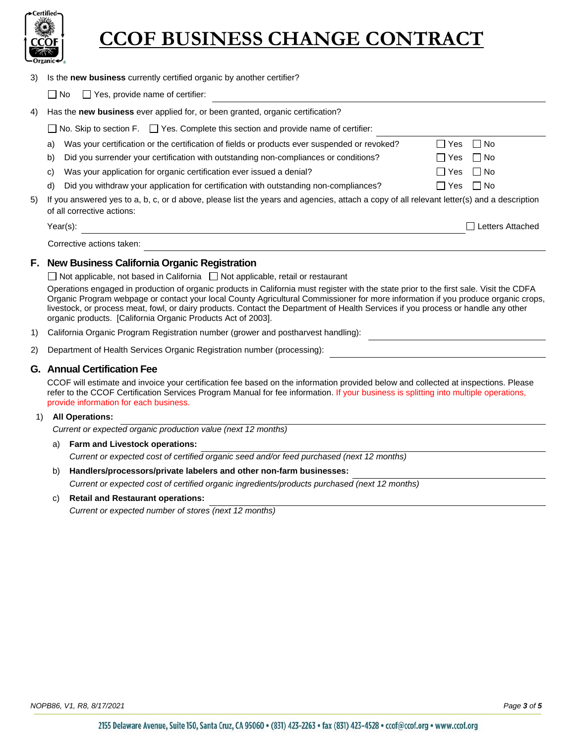3) Is the **new business** currently certified organic by another certifier?

☐ No ☐ Yes, provide name of certifier: ______________________

4) Has the **new business** ever applied for, or been granted, organic certification?

☐ No. Skip to section F. ☐ Yes. Complete this section and provide name of certifier: ______________________

| | | | |
|---|---|---|---|
| a) | Was your certification or the certification of fields or products ever suspended or revoked? | ☐ Yes | ☐ No |
| b) | Did you surrender your certification with outstanding non-compliances or conditions? | ☐ Yes | ☐ No |
| c) | Was your application for organic certification ever issued a denial? | ☐ Yes | ☐ No |
| d) | Did you withdraw your application for certification with outstanding non-compliances? | ☐ Yes | ☐ No |

5) If you answered yes to a, b, c, or d above, please list the years and agencies, attach a copy of all relevant letter(s) and a description of all corrective actions:

Year(s): ______________________ ☐ Letters Attached

Corrective actions taken: ______________________

## F. New Business California Organic Registration

☐ Not applicable, not based in California ☐ Not applicable, retail or restaurant

Operations engaged in production of organic products in California must register with the state prior to the first sale. Visit the CDFA Organic Program webpage or contact your local County Agricultural Commissioner for more information if you produce organic crops, livestock, or process meat, fowl, or dairy products. Contact the Department of Health Services if you process or handle any other organic products. [California Organic Products Act of 2003].

1) California Organic Program Registration number (grower and postharvest handling): ______________________

2) Department of Health Services Organic Registration number (processing): ______________________

## G. Annual Certification Fee

CCOF will estimate and invoice your certification fee based on the information provided below and collected at inspections. Please refer to the CCOF Certification Services Program Manual for fee information. If your business is splitting into multiple operations, provide information for each business.

1) **All Operations:** ______________________
*Current or expected organic production value (next 12 months)*

a) **Farm and Livestock operations:** ______________________
*Current or expected cost of certified organic seed and/or feed purchased (next 12 months)*

b) **Handlers/processors/private labelers and other non-farm businesses:** ______________________
*Current or expected cost of certified organic ingredients/products purchased (next 12 months)*

c) **Retail and Restaurant operations:** ______________________
*Current or expected number of stores (next 12 months)*

NOPB86, V1, R8, 8/17/2021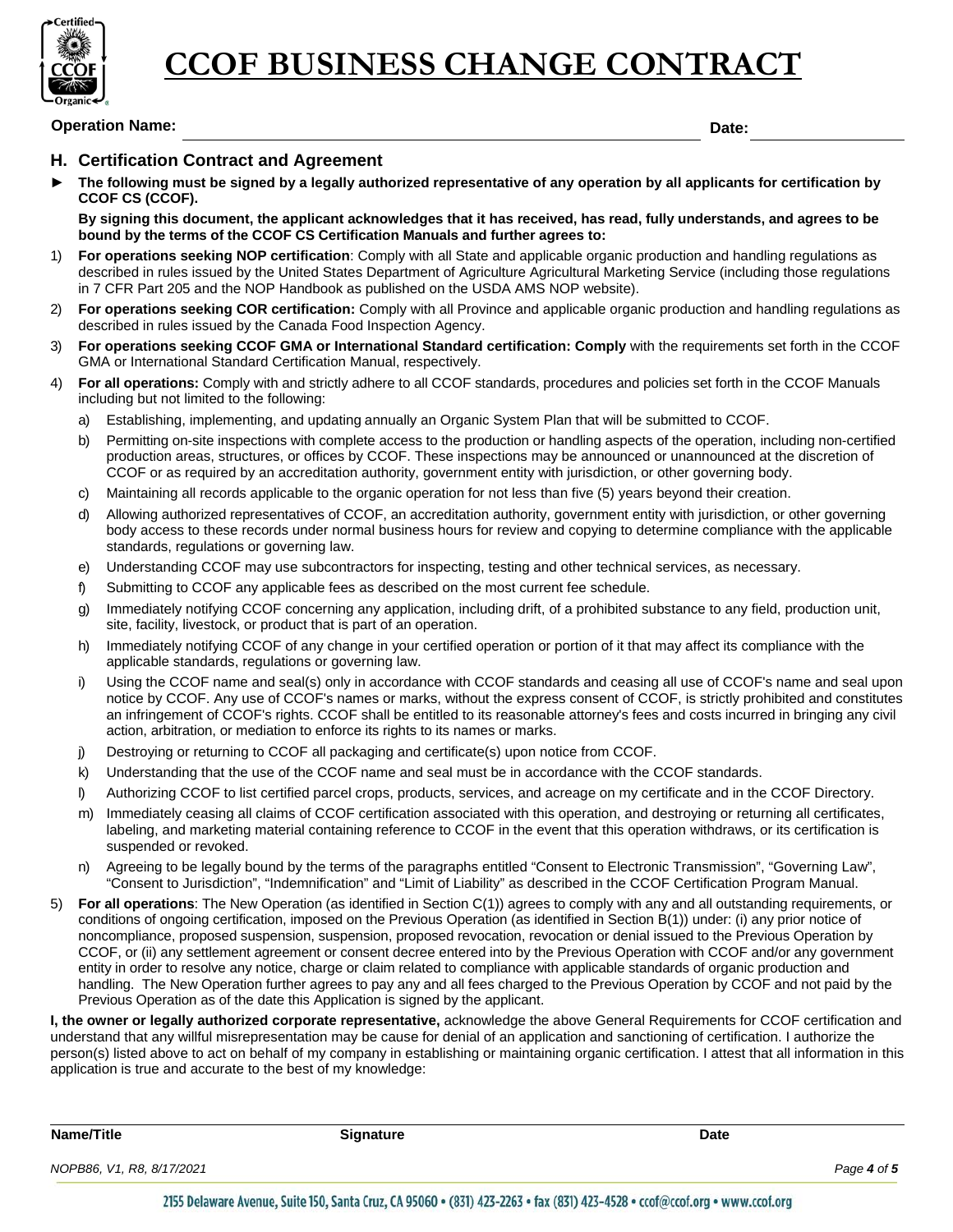# CCOF BUSINESS CHANGE CONTRACT

**Operation Name:** ______________________________ **Date:** ______________

## H. Certification Contract and Agreement

► **The following must be signed by a legally authorized representative of any operation by all applicants for certification by CCOF CS (CCOF).**

**By signing this document, the applicant acknowledges that it has received, has read, fully understands, and agrees to be bound by the terms of the CCOF CS Certification Manuals and further agrees to:**

1) **For operations seeking NOP certification**: Comply with all State and applicable organic production and handling regulations as described in rules issued by the United States Department of Agriculture Agricultural Marketing Service (including those regulations in 7 CFR Part 205 and the NOP Handbook as published on the USDA AMS NOP website).
2) **For operations seeking COR certification:** Comply with all Province and applicable organic production and handling regulations as described in rules issued by the Canada Food Inspection Agency.
3) **For operations seeking CCOF GMA or International Standard certification: Comply** with the requirements set forth in the CCOF GMA or International Standard Certification Manual, respectively.
4) **For all operations:** Comply with and strictly adhere to all CCOF standards, procedures and policies set forth in the CCOF Manuals including but not limited to the following:
   a) Establishing, implementing, and updating annually an Organic System Plan that will be submitted to CCOF.
   b) Permitting on-site inspections with complete access to the production or handling aspects of the operation, including non-certified production areas, structures, or offices by CCOF. These inspections may be announced or unannounced at the discretion of CCOF or as required by an accreditation authority, government entity with jurisdiction, or other governing body.
   c) Maintaining all records applicable to the organic operation for not less than five (5) years beyond their creation.
   d) Allowing authorized representatives of CCOF, an accreditation authority, government entity with jurisdiction, or other governing body access to these records under normal business hours for review and copying to determine compliance with the applicable standards, regulations or governing law.
   e) Understanding CCOF may use subcontractors for inspecting, testing and other technical services, as necessary.
   f) Submitting to CCOF any applicable fees as described on the most current fee schedule.
   g) Immediately notifying CCOF concerning any application, including drift, of a prohibited substance to any field, production unit, site, facility, livestock, or product that is part of an operation.
   h) Immediately notifying CCOF of any change in your certified operation or portion of it that may affect its compliance with the applicable standards, regulations or governing law.
   i) Using the CCOF name and seal(s) only in accordance with CCOF standards and ceasing all use of CCOF's name and seal upon notice by CCOF. Any use of CCOF's names or marks, without the express consent of CCOF, is strictly prohibited and constitutes an infringement of CCOF's rights. CCOF shall be entitled to its reasonable attorney's fees and costs incurred in bringing any civil action, arbitration, or mediation to enforce its rights to its names or marks.
   j) Destroying or returning to CCOF all packaging and certificate(s) upon notice from CCOF.
   k) Understanding that the use of the CCOF name and seal must be in accordance with the CCOF standards.
   l) Authorizing CCOF to list certified parcel crops, products, services, and acreage on my certificate and in the CCOF Directory.
   m) Immediately ceasing all claims of CCOF certification associated with this operation, and destroying or returning all certificates, labeling, and marketing material containing reference to CCOF in the event that this operation withdraws, or its certification is suspended or revoked.
   n) Agreeing to be legally bound by the terms of the paragraphs entitled "Consent to Electronic Transmission", "Governing Law", "Consent to Jurisdiction", "Indemnification" and "Limit of Liability" as described in the CCOF Certification Program Manual.
5) **For all operations**: The New Operation (as identified in Section C(1)) agrees to comply with any and all outstanding requirements, or conditions of ongoing certification, imposed on the Previous Operation (as identified in Section B(1)) under: (i) any prior notice of noncompliance, proposed suspension, suspension, proposed revocation, revocation or denial issued to the Previous Operation by CCOF, or (ii) any settlement agreement or consent decree entered into by the Previous Operation with CCOF and/or any government entity in order to resolve any notice, charge or claim related to compliance with applicable standards of organic production and handling. The New Operation further agrees to pay any and all fees charged to the Previous Operation by CCOF and not paid by the Previous Operation as of the date this Application is signed by the applicant.

**I, the owner or legally authorized corporate representative,** acknowledge the above General Requirements for CCOF certification and understand that any willful misrepresentation may be cause for denial of an application and sanctioning of certification. I authorize the person(s) listed above to act on behalf of my company in establishing or maintaining organic certification. I attest that all information in this application is true and accurate to the best of my knowledge:

| Name/Title | Signature | Date |
|---|---|---|
| | | |

*NOPB86, V1, R8, 8/17/2021*

2155 Delaware Avenue, Suite 150, Santa Cruz, CA 95060 • (831) 423-2263 • fax (831) 423-4528 • ccof@ccof.org • www.ccof.org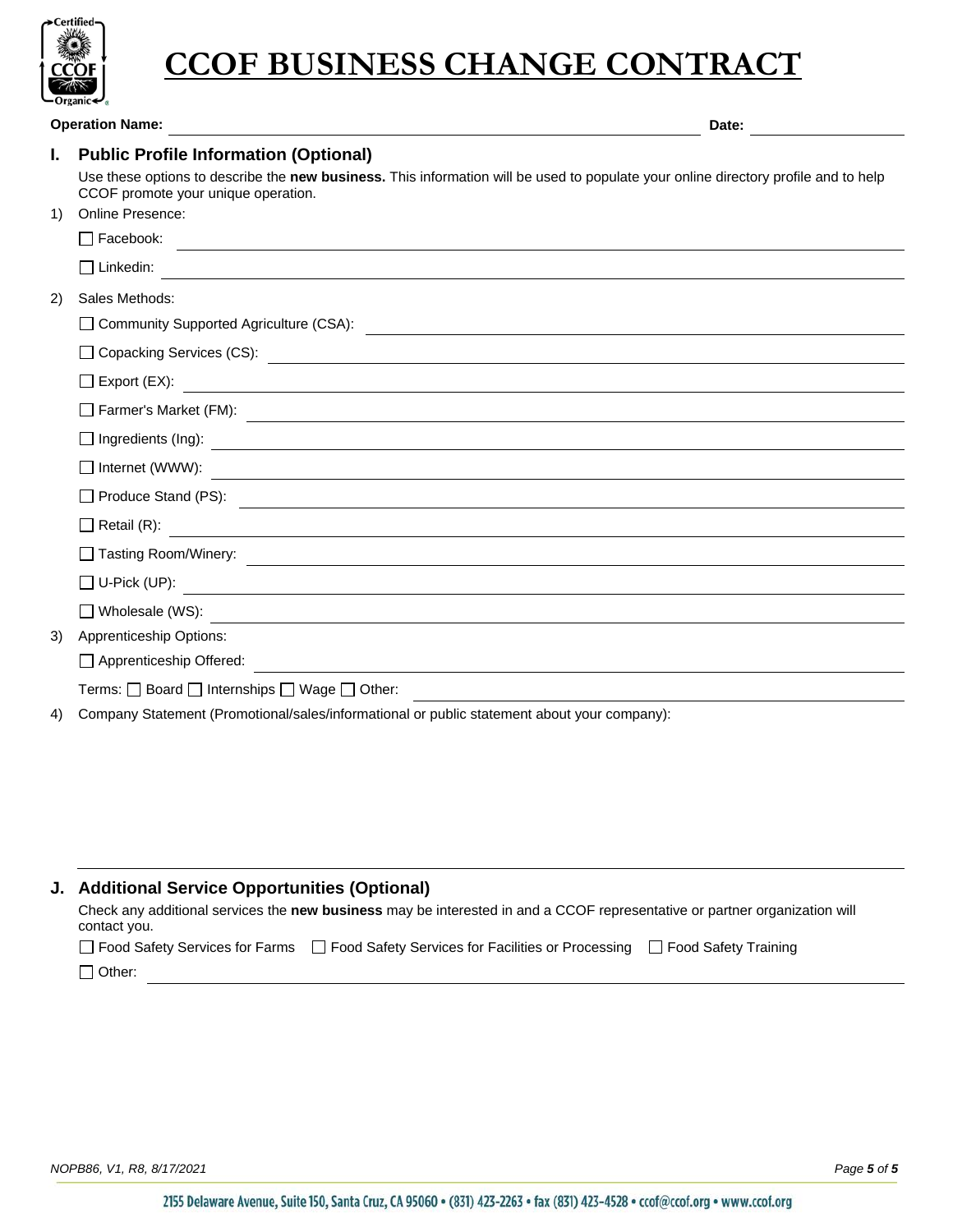# CCOF BUSINESS CHANGE CONTRACT

**Operation Name:** ______________________________ **Date:** ______________

## I. Public Profile Information (Optional)

Use these options to describe the **new business.** This information will be used to populate your online directory profile and to help CCOF promote your unique operation.

1) Online Presence:

☐ Facebook: ______________________________

☐ Linkedin: ______________________________

2) Sales Methods:

☐ Community Supported Agriculture (CSA): ______________________________

☐ Copacking Services (CS): ______________________________

☐ Export (EX): ______________________________

☐ Farmer's Market (FM): ______________________________

☐ Ingredients (Ing): ______________________________

☐ Internet (WWW): ______________________________

☐ Produce Stand (PS): ______________________________

☐ Retail (R): ______________________________

☐ Tasting Room/Winery: ______________________________

☐ U-Pick (UP): ______________________________

☐ Wholesale (WS): ______________________________

3) Apprenticeship Options:

☐ Apprenticeship Offered: ______________________________

Terms: ☐ Board ☐ Internships ☐ Wage ☐ Other: ______________________________

4) Company Statement (Promotional/sales/informational or public statement about your company):

______________________________

## J. Additional Service Opportunities (Optional)

Check any additional services the **new business** may be interested in and a CCOF representative or partner organization will contact you.

☐ Food Safety Services for Farms ☐ Food Safety Services for Facilities or Processing ☐ Food Safety Training

☐ Other: ______________________________

*NOPB86, V1, R8, 8/17/2021*

2155 Delaware Avenue, Suite 150, Santa Cruz, CA 95060 • (831) 423-2263 • fax (831) 423-4528 • ccof@ccof.org • www.ccof.org